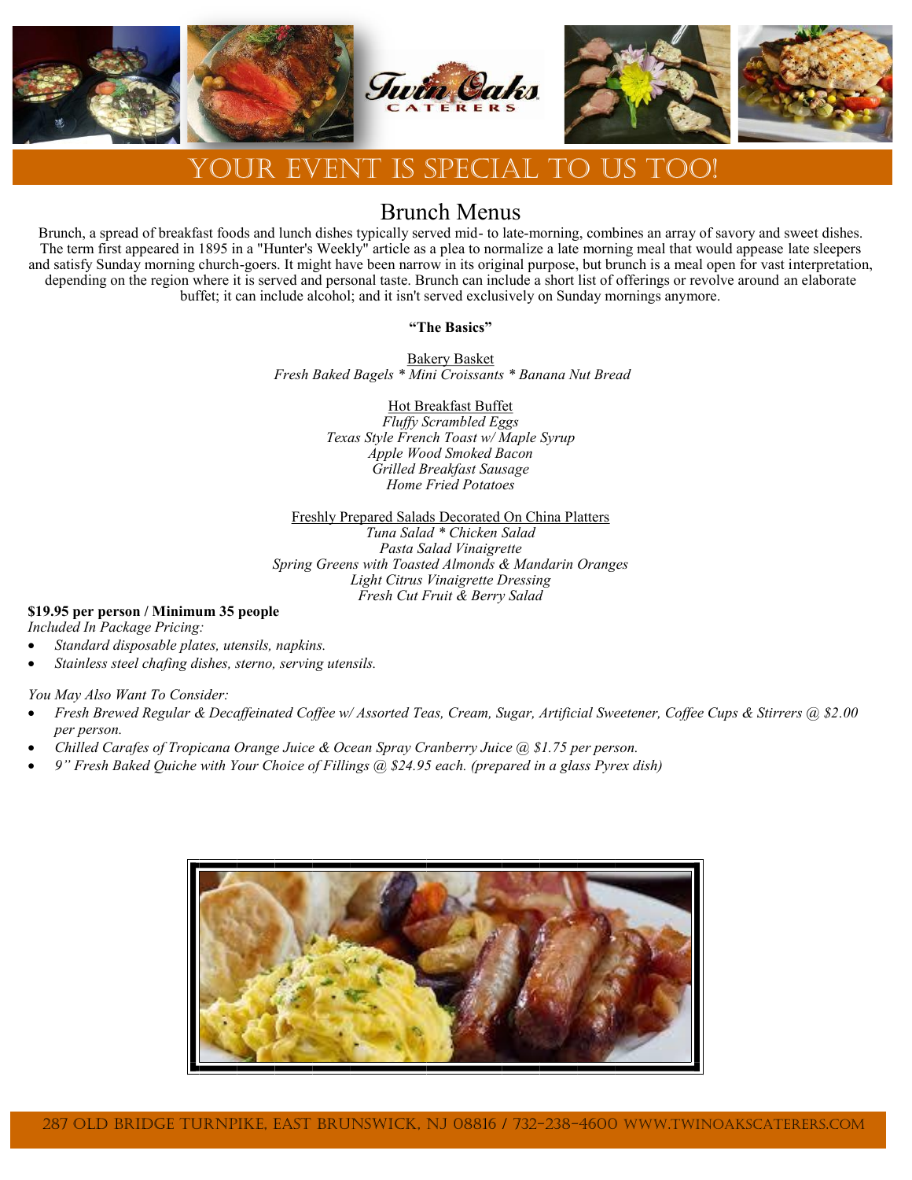# YOUR EVENT IS SPECIAL TO US TOO!

## Brunch Menus

Brunch, a spread of breakfast foods and lunch dishes typically served mid- to late-morning, combines an array of savory and sweet dishes. The term first appeared in 1895 in a "Hunter's Weekly" article as a plea to normalize a late morning meal that would appease late sleepers and satisfy Sunday morning church-goers. It might have been narrow in its original purpose, but brunch is a meal open for vast interpretation, depending on the region where it is served and personal taste. Brunch can include a short list of offerings or revolve around an elaborate buffet; it can include alcohol; and it isn't served exclusively on Sunday mornings anymore.

**"The Basics"**

Bakery Basket
*Fresh Baked Bagels * Mini Croissants * Banana Nut Bread*

Hot Breakfast Buffet
*Fluffy Scrambled Eggs*
*Texas Style French Toast w/ Maple Syrup*
*Apple Wood Smoked Bacon*
*Grilled Breakfast Sausage*
*Home Fried Potatoes*

Freshly Prepared Salads Decorated On China Platters
*Tuna Salad * Chicken Salad*
*Pasta Salad Vinaigrette*
*Spring Greens with Toasted Almonds & Mandarin Oranges*
*Light Citrus Vinaigrette Dressing*
*Fresh Cut Fruit & Berry Salad*

**$19.95 per person / Minimum 35 people**
*Included In Package Pricing:*

- *Standard disposable plates, utensils, napkins.*
- *Stainless steel chafing dishes, sterno, serving utensils.*

*You May Also Want To Consider:*

- *Fresh Brewed Regular & Decaffeinated Coffee w/ Assorted Teas, Cream, Sugar, Artificial Sweetener, Coffee Cups & Stirrers @ $2.00 per person.*
- *Chilled Carafes of Tropicana Orange Juice & Ocean Spray Cranberry Juice @ $1.75 per person.*
- *9" Fresh Baked Quiche with Your Choice of Fillings @ $24.95 each. (prepared in a glass Pyrex dish)*

287 Old Bridge Turnpike, East Brunswick, NJ 08816 / 732-238-4600 www.twinoakscaterers.com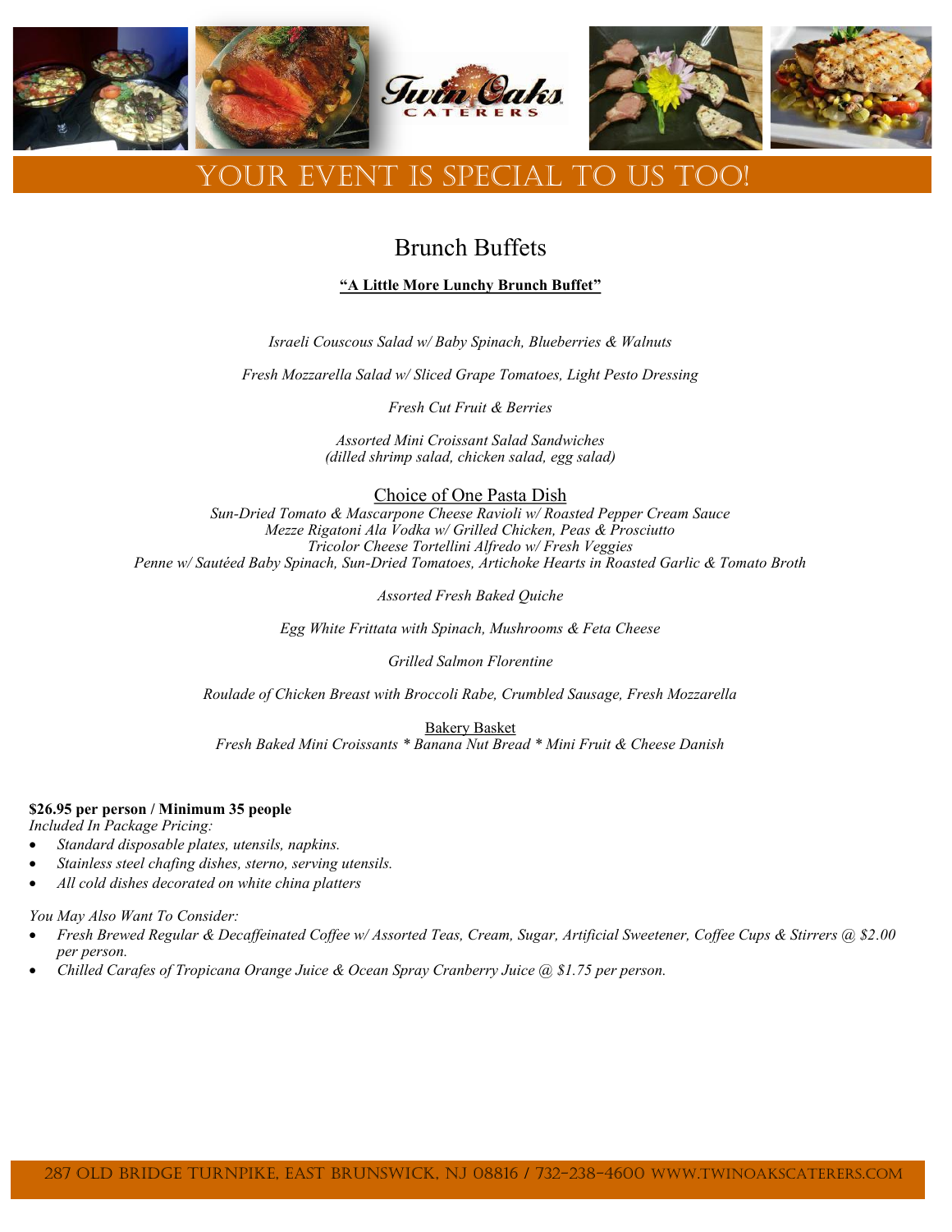# YOUR EVENT IS SPECIAL TO US TOO!

## Brunch Buffets

**"A Little More Lunchy Brunch Buffet"**

*Israeli Couscous Salad w/ Baby Spinach, Blueberries & Walnuts*

*Fresh Mozzarella Salad w/ Sliced Grape Tomatoes, Light Pesto Dressing*

*Fresh Cut Fruit & Berries*

*Assorted Mini Croissant Salad Sandwiches*
*(dilled shrimp salad, chicken salad, egg salad)*

Choice of One Pasta Dish

*Sun-Dried Tomato & Mascarpone Cheese Ravioli w/ Roasted Pepper Cream Sauce*
*Mezze Rigatoni Ala Vodka w/ Grilled Chicken, Peas & Prosciutto*
*Tricolor Cheese Tortellini Alfredo w/ Fresh Veggies*
*Penne w/ Sautéed Baby Spinach, Sun-Dried Tomatoes, Artichoke Hearts in Roasted Garlic & Tomato Broth*

*Assorted Fresh Baked Quiche*

*Egg White Frittata with Spinach, Mushrooms & Feta Cheese*

*Grilled Salmon Florentine*

*Roulade of Chicken Breast with Broccoli Rabe, Crumbled Sausage, Fresh Mozzarella*

Bakery Basket

*Fresh Baked Mini Croissants * Banana Nut Bread * Mini Fruit & Cheese Danish*

**$26.95 per person / Minimum 35 people**

*Included In Package Pricing:*

- *Standard disposable plates, utensils, napkins.*
- *Stainless steel chafing dishes, sterno, serving utensils.*
- *All cold dishes decorated on white china platters*

*You May Also Want To Consider:*

- *Fresh Brewed Regular & Decaffeinated Coffee w/ Assorted Teas, Cream, Sugar, Artificial Sweetener, Coffee Cups & Stirrers @ $2.00 per person.*
- *Chilled Carafes of Tropicana Orange Juice & Ocean Spray Cranberry Juice @ $1.75 per person.*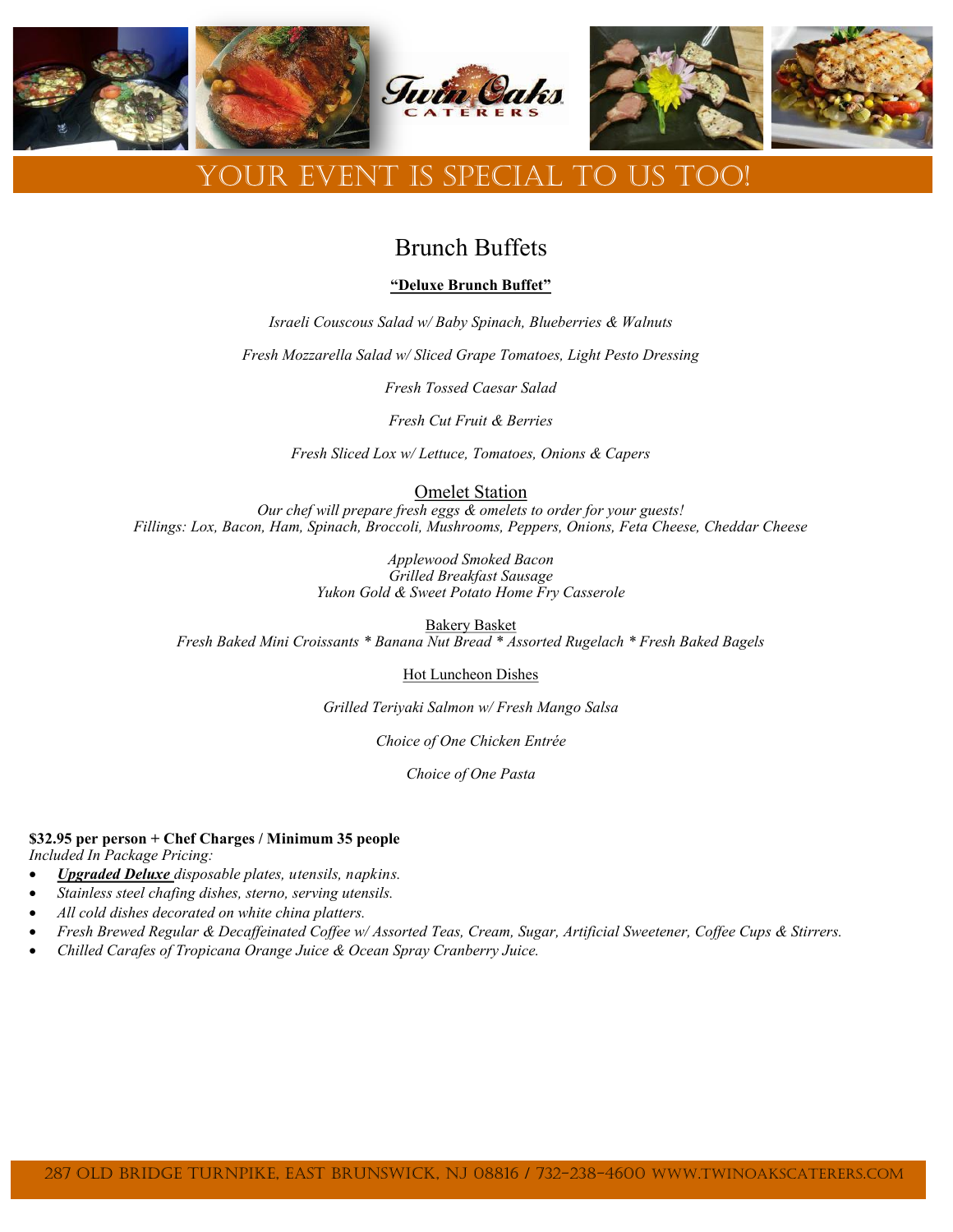# YOUR EVENT IS SPECIAL TO US TOO!

## Brunch Buffets

**"Deluxe Brunch Buffet"**

*Israeli Couscous Salad w/ Baby Spinach, Blueberries & Walnuts*

*Fresh Mozzarella Salad w/ Sliced Grape Tomatoes, Light Pesto Dressing*

*Fresh Tossed Caesar Salad*

*Fresh Cut Fruit & Berries*

*Fresh Sliced Lox w/ Lettuce, Tomatoes, Onions & Capers*

### Omelet Station

*Our chef will prepare fresh eggs & omelets to order for your guests!*
*Fillings: Lox, Bacon, Ham, Spinach, Broccoli, Mushrooms, Peppers, Onions, Feta Cheese, Cheddar Cheese*

*Applewood Smoked Bacon*
*Grilled Breakfast Sausage*
*Yukon Gold & Sweet Potato Home Fry Casserole*

### Bakery Basket

*Fresh Baked Mini Croissants * Banana Nut Bread * Assorted Rugelach * Fresh Baked Bagels*

### Hot Luncheon Dishes

*Grilled Teriyaki Salmon w/ Fresh Mango Salsa*

*Choice of One Chicken Entrée*

*Choice of One Pasta*

**$32.95 per person + Chef Charges / Minimum 35 people**
*Included In Package Pricing:*

- ***Upgraded Deluxe*** *disposable plates, utensils, napkins.*
- *Stainless steel chafing dishes, sterno, serving utensils.*
- *All cold dishes decorated on white china platters.*
- *Fresh Brewed Regular & Decaffeinated Coffee w/ Assorted Teas, Cream, Sugar, Artificial Sweetener, Coffee Cups & Stirrers.*
- *Chilled Carafes of Tropicana Orange Juice & Ocean Spray Cranberry Juice.*

287 OLD BRIDGE TURNPIKE, EAST BRUNSWICK, NJ 08816 / 732-238-4600 WWW.TWINOAKSCATERERS.COM